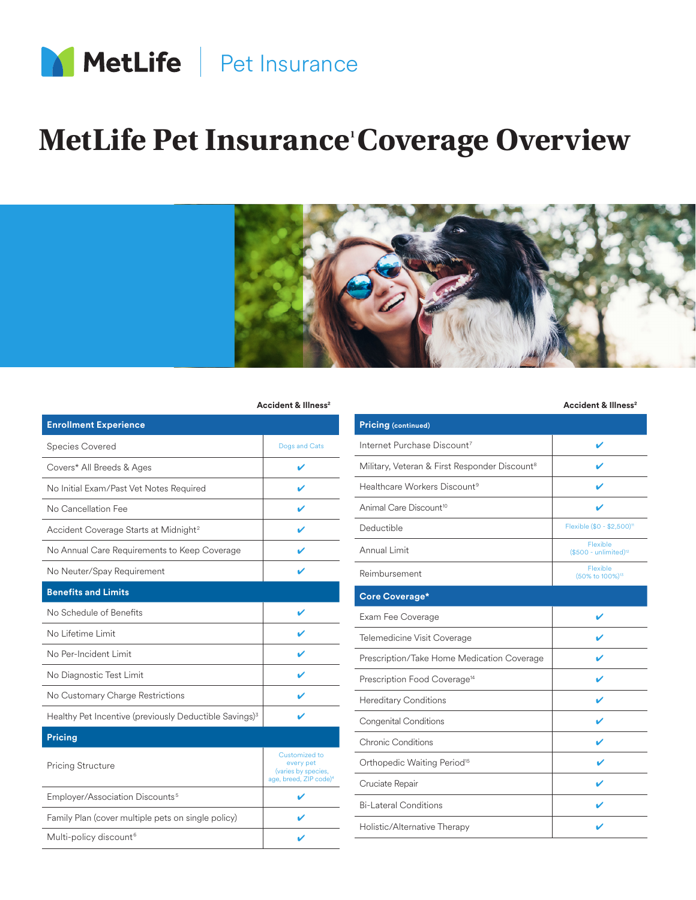MetLife | Pet Insurance

# MetLife Pet Insurance[1] Coverage Overview

| | Accident & Illness[2] |
|---|---|
| **Enrollment Experience** | |
| Species Covered | Dogs and Cats |
| Covers* All Breeds & Ages | ✔ |
| No Initial Exam/Past Vet Notes Required | ✔ |
| No Cancellation Fee | ✔ |
| Accident Coverage Starts at Midnight[2] | ✔ |
| No Annual Care Requirements to Keep Coverage | ✔ |
| No Neuter/Spay Requirement | ✔ |
| **Benefits and Limits** | |
| No Schedule of Benefits | ✔ |
| No Lifetime Limit | ✔ |
| No Per-Incident Limit | ✔ |
| No Diagnostic Test Limit | ✔ |
| No Customary Charge Restrictions | ✔ |
| Healthy Pet Incentive (previously Deductible Savings)[3] | ✔ |
| **Pricing** | |
| Pricing Structure | Customized to every pet (varies by species, age, breed, ZIP code)[4] |
| Employer/Association Discounts[5] | ✔ |
| Family Plan (cover multiple pets on single policy) | ✔ |
| Multi-policy discount[6] | ✔ |

| | Accident & Illness[2] |
|---|---|
| **Pricing** (continued) | |
| Internet Purchase Discount[7] | ✔ |
| Military, Veteran & First Responder Discount[8] | ✔ |
| Healthcare Workers Discount[9] | ✔ |
| Animal Care Discount[10] | ✔ |
| Deductible | Flexible ($0 - $2,500)[11] |
| Annual Limit | Flexible ($500 - unlimited)[12] |
| Reimbursement | Flexible (50% to 100%)[13] |
| **Core Coverage*** | |
| Exam Fee Coverage | ✔ |
| Telemedicine Visit Coverage | ✔ |
| Prescription/Take Home Medication Coverage | ✔ |
| Prescription Food Coverage[14] | ✔ |
| Hereditary Conditions | ✔ |
| Congenital Conditions | ✔ |
| Chronic Conditions | ✔ |
| Orthopedic Waiting Period[15] | ✔ |
| Cruciate Repair | ✔ |
| Bi-Lateral Conditions | ✔ |
| Holistic/Alternative Therapy | ✔ |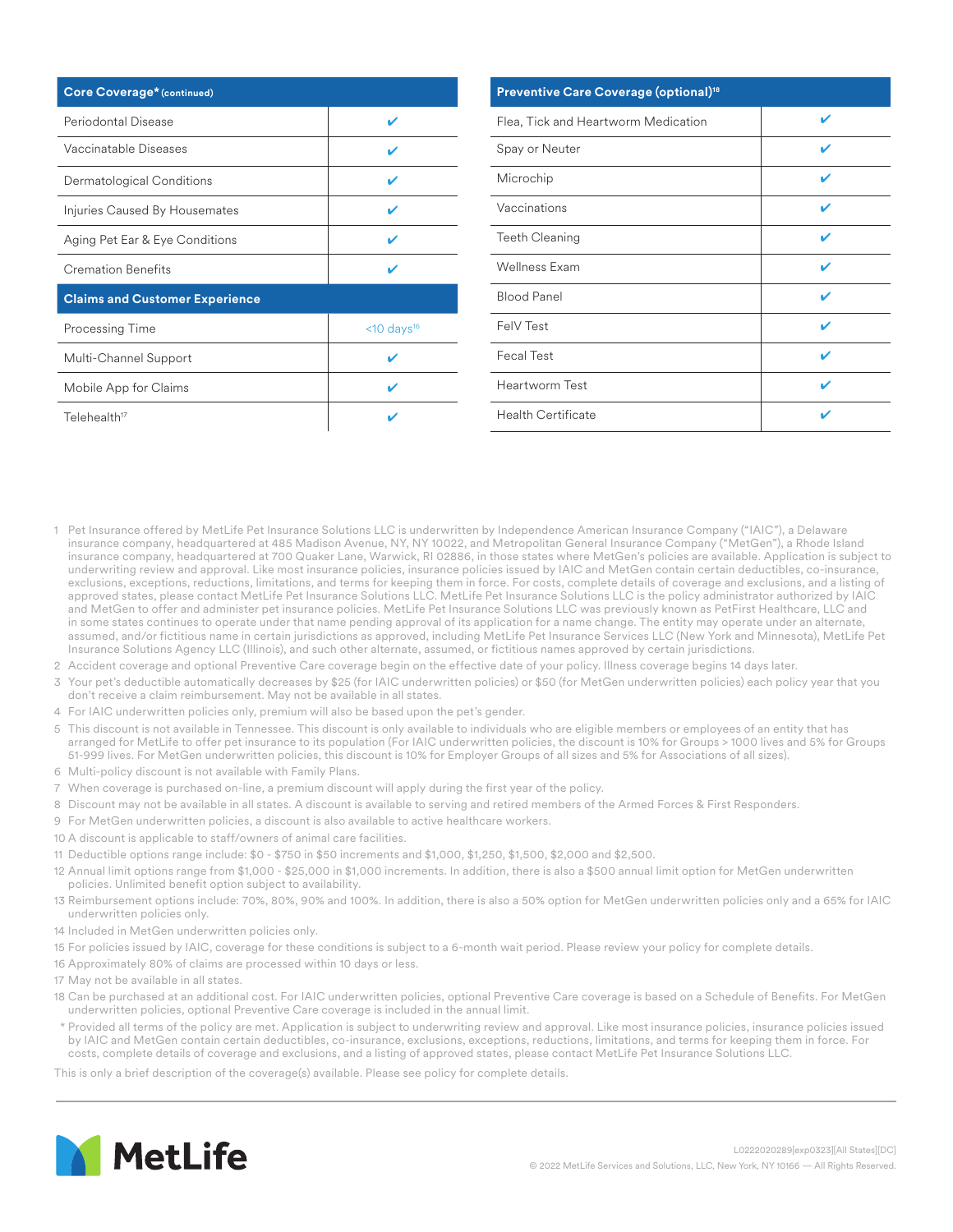| Core Coverage* (continued) | |
|---|---|
| Periodontal Disease | ✔ |
| Vaccinatable Diseases | ✔ |
| Dermatological Conditions | ✔ |
| Injuries Caused By Housemates | ✔ |
| Aging Pet Ear & Eye Conditions | ✔ |
| Cremation Benefits | ✔ |
| **Claims and Customer Experience** | |
| Processing Time | <10 days[16] |
| Multi-Channel Support | ✔ |
| Mobile App for Claims | ✔ |
| Telehealth[17] | ✔ |

| Preventive Care Coverage (optional)[18] | |
|---|---|
| Flea, Tick and Heartworm Medication | ✔ |
| Spay or Neuter | ✔ |
| Microchip | ✔ |
| Vaccinations | ✔ |
| Teeth Cleaning | ✔ |
| Wellness Exam | ✔ |
| Blood Panel | ✔ |
| FelV Test | ✔ |
| Fecal Test | ✔ |
| Heartworm Test | ✔ |
| Health Certificate | ✔ |

1 Pet Insurance offered by MetLife Pet Insurance Solutions LLC is underwritten by Independence American Insurance Company ("IAIC"), a Delaware insurance company, headquartered at 485 Madison Avenue, NY, NY 10022, and Metropolitan General Insurance Company ("MetGen"), a Rhode Island insurance company, headquartered at 700 Quaker Lane, Warwick, RI 02886, in those states where MetGen's policies are available. Application is subject to underwriting review and approval. Like most insurance policies, insurance policies issued by IAIC and MetGen contain certain deductibles, co-insurance, exclusions, exceptions, reductions, limitations, and terms for keeping them in force. For costs, complete details of coverage and exclusions, and a listing of approved states, please contact MetLife Pet Insurance Solutions LLC. MetLife Pet Insurance Solutions LLC is the policy administrator authorized by IAIC and MetGen to offer and administer pet insurance policies. MetLife Pet Insurance Solutions LLC was previously known as PetFirst Healthcare, LLC and in some states continues to operate under that name pending approval of its application for a name change. The entity may operate under an alternate, assumed, and/or fictitious name in certain jurisdictions as approved, including MetLife Pet Insurance Services LLC (New York and Minnesota), MetLife Pet Insurance Solutions Agency LLC (Illinois), and such other alternate, assumed, or fictitious names approved by certain jurisdictions.

2 Accident coverage and optional Preventive Care coverage begin on the effective date of your policy. Illness coverage begins 14 days later.

3 Your pet's deductible automatically decreases by $25 (for IAIC underwritten policies) or $50 (for MetGen underwritten policies) each policy year that you don't receive a claim reimbursement. May not be available in all states.

4 For IAIC underwritten policies only, premium will also be based upon the pet's gender.

5 This discount is not available in Tennessee. This discount is only available to individuals who are eligible members or employees of an entity that has arranged for MetLife to offer pet insurance to its population (For IAIC underwritten policies, the discount is 10% for Groups > 1000 lives and 5% for Groups 51-999 lives. For MetGen underwritten policies, this discount is 10% for Employer Groups of all sizes and 5% for Associations of all sizes).

6 Multi-policy discount is not available with Family Plans.

7 When coverage is purchased on-line, a premium discount will apply during the first year of the policy.

8 Discount may not be available in all states. A discount is available to serving and retired members of the Armed Forces & First Responders.

9 For MetGen underwritten policies, a discount is also available to active healthcare workers.

10 A discount is applicable to staff/owners of animal care facilities.

11 Deductible options range include: $0 - $750 in $50 increments and $1,000, $1,250, $1,500, $2,000 and $2,500.

12 Annual limit options range from $1,000 - $25,000 in $1,000 increments. In addition, there is also a $500 annual limit option for MetGen underwritten policies. Unlimited benefit option subject to availability.

13 Reimbursement options include: 70%, 80%, 90% and 100%. In addition, there is also a 50% option for MetGen underwritten policies only and a 65% for IAIC underwritten policies only.

14 Included in MetGen underwritten policies only.

15 For policies issued by IAIC, coverage for these conditions is subject to a 6-month wait period. Please review your policy for complete details.

16 Approximately 80% of claims are processed within 10 days or less.

17 May not be available in all states.

18 Can be purchased at an additional cost. For IAIC underwritten policies, optional Preventive Care coverage is based on a Schedule of Benefits. For MetGen underwritten policies, optional Preventive Care coverage is included in the annual limit.

\* Provided all terms of the policy are met. Application is subject to underwriting review and approval. Like most insurance policies, insurance policies issued by IAIC and MetGen contain certain deductibles, co-insurance, exclusions, exceptions, reductions, limitations, and terms for keeping them in force. For costs, complete details of coverage and exclusions, and a listing of approved states, please contact MetLife Pet Insurance Solutions LLC.

This is only a brief description of the coverage(s) available. Please see policy for complete details.

MetLife

L0222020289[exp0323][All States][DC]

© 2022 MetLife Services and Solutions, LLC, New York, NY 10166 — All Rights Reserved.